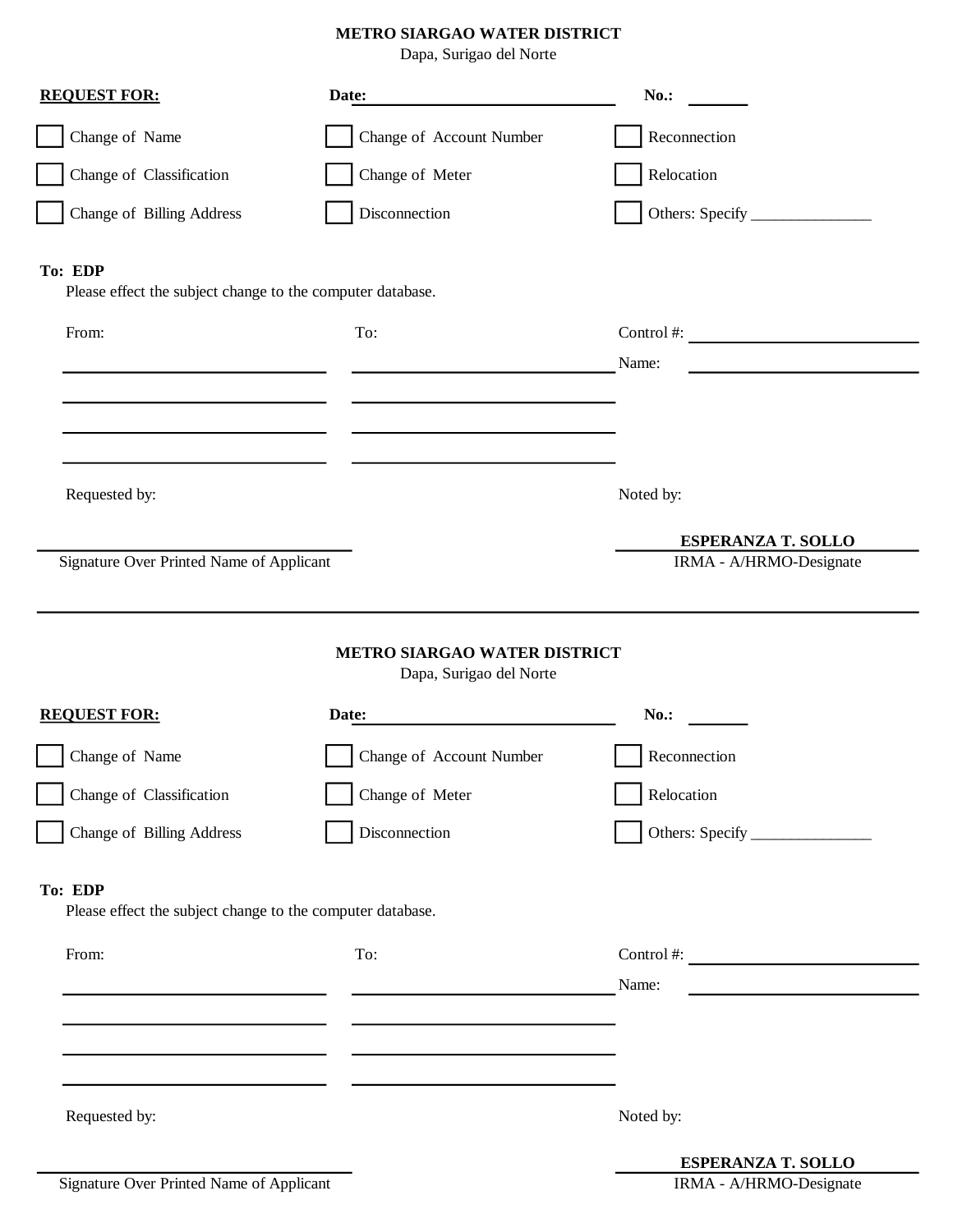**METRO SIARGAO WATER DISTRICT**
Dapa, Surigao del Norte

**REQUEST FOR:** **Date:** ____________________ **No.:** ______

- [ ] Change of Name
- [ ] Change of Account Number
- [ ] Reconnection
- [ ] Change of Classification
- [ ] Change of Meter
- [ ] Relocation
- [ ] Change of Billing Address
- [ ] Disconnection
- [ ] Others: Specify _______________

**To: EDP**
Please effect the subject change to the computer database.

| From: | To: | |
|---|---|---|
| ____________________ | ____________________ | Control #: ____________________ |
| ____________________ | ____________________ | Name: ____________________ |
| ____________________ | ____________________ | |
| ____________________ | ____________________ | |

Requested by: Noted by:

______________________________ **ESPERANZA T. SOLLO**
Signature Over Printed Name of Applicant IRMA - A/HRMO-Designate

---

**METRO SIARGAO WATER DISTRICT**
Dapa, Surigao del Norte

**REQUEST FOR:** **Date:** ____________________ **No.:** ______

- [ ] Change of Name
- [ ] Change of Account Number
- [ ] Reconnection
- [ ] Change of Classification
- [ ] Change of Meter
- [ ] Relocation
- [ ] Change of Billing Address
- [ ] Disconnection
- [ ] Others: Specify _______________

**To: EDP**
Please effect the subject change to the computer database.

| From: | To: | |
|---|---|---|
| ____________________ | ____________________ | Control #: ____________________ |
| ____________________ | ____________________ | Name: ____________________ |
| ____________________ | ____________________ | |
| ____________________ | ____________________ | |

Requested by: Noted by:

______________________________ **ESPERANZA T. SOLLO**
Signature Over Printed Name of Applicant IRMA - A/HRMO-Designate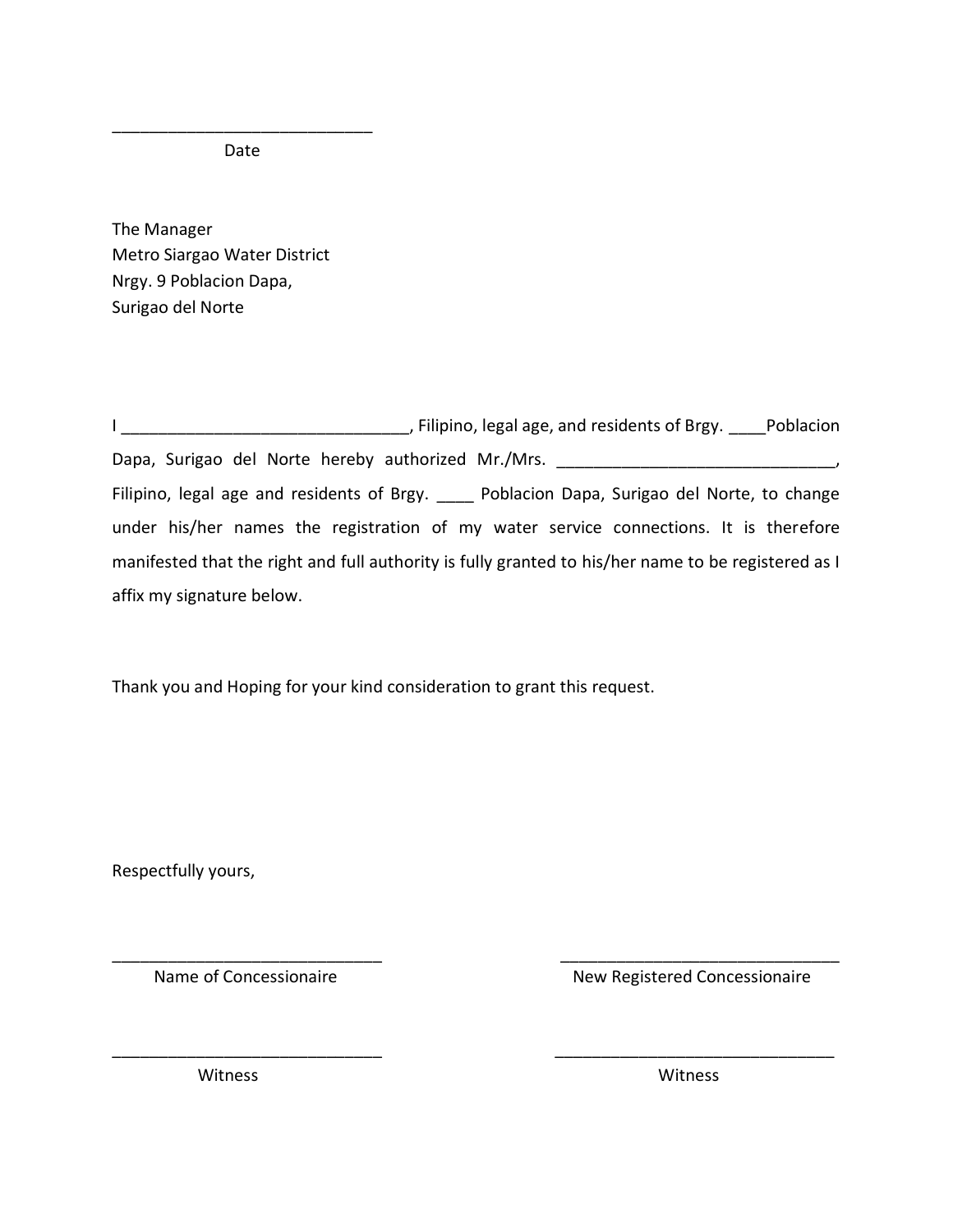\_\_\_\_\_\_\_\_\_\_\_\_\_\_\_\_\_\_\_\_\_\_\_\_\_\_\_\_\_\_

Date

The Manager
Metro Siargao Water District
Nrgy. 9 Poblacion Dapa,
Surigao del Norte

I \_\_\_\_\_\_\_\_\_\_\_\_\_\_\_\_\_\_\_\_\_\_\_\_\_\_\_\_\_\_\_\_, Filipino, legal age, and residents of Brgy. \_\_\_\_Poblacion Dapa, Surigao del Norte hereby authorized Mr./Mrs. \_\_\_\_\_\_\_\_\_\_\_\_\_\_\_\_\_\_\_\_\_\_\_\_\_\_\_\_\_\_\_, Filipino, legal age and residents of Brgy. \_\_\_\_ Poblacion Dapa, Surigao del Norte, to change under his/her names the registration of my water service connections. It is therefore manifested that the right and full authority is fully granted to his/her name to be registered as I affix my signature below.

Thank you and Hoping for your kind consideration to grant this request.

Respectfully yours,

\_\_\_\_\_\_\_\_\_\_\_\_\_\_\_\_\_\_\_\_\_\_\_\_\_\_\_\_\_\_
Name of Concessionaire

\_\_\_\_\_\_\_\_\_\_\_\_\_\_\_\_\_\_\_\_\_\_\_\_\_\_\_\_\_\_
New Registered Concessionaire

\_\_\_\_\_\_\_\_\_\_\_\_\_\_\_\_\_\_\_\_\_\_\_\_\_\_\_\_\_\_
Witness

\_\_\_\_\_\_\_\_\_\_\_\_\_\_\_\_\_\_\_\_\_\_\_\_\_\_\_\_\_\_
Witness